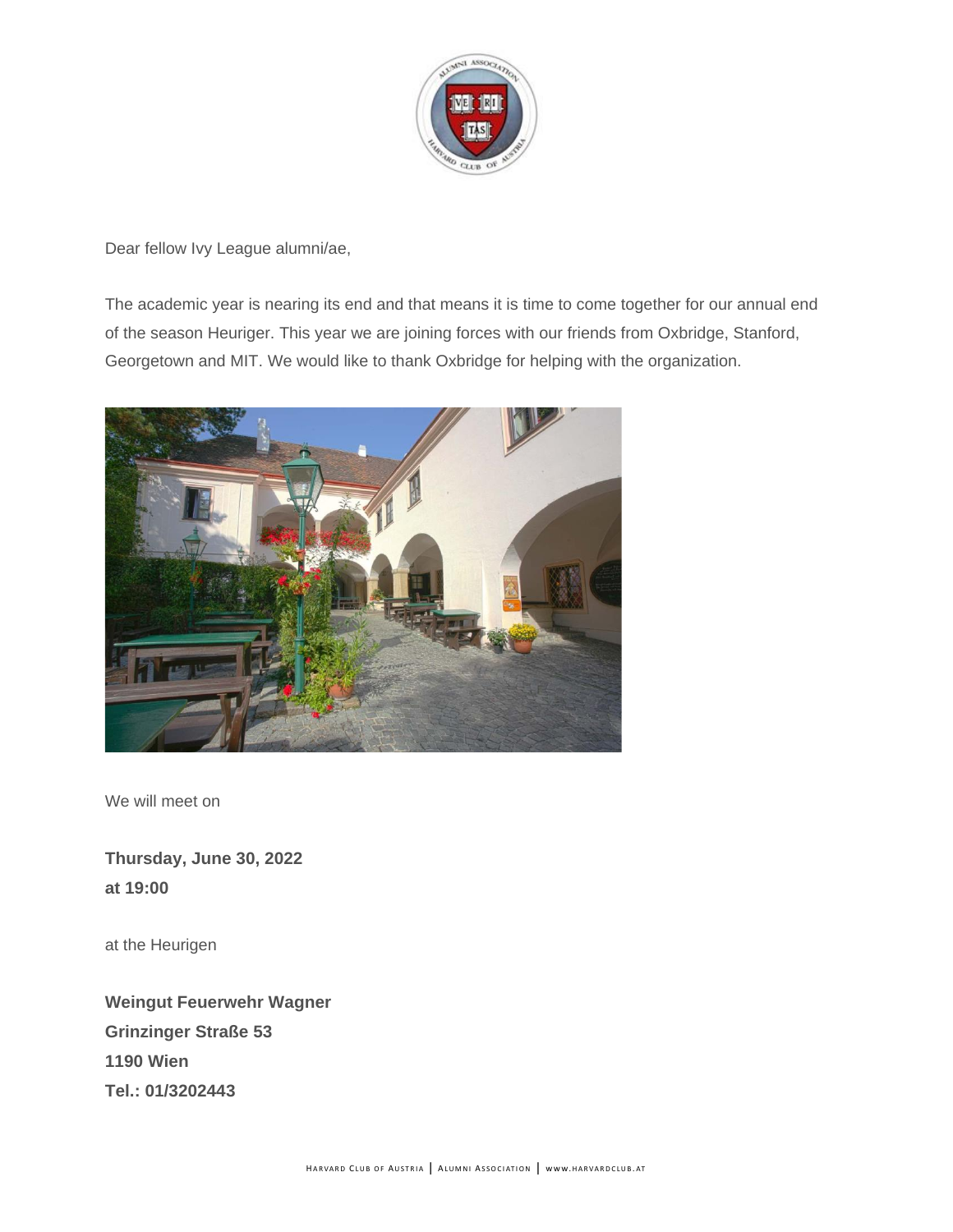Dear fellow Ivy League alumni/ae,

The academic year is nearing its end and that means it is time to come together for our annual end of the season Heuriger. This year we are joining forces with our friends from Oxbridge, Stanford, Georgetown and MIT. We would like to thank Oxbridge for helping with the organization.

We will meet on

**Thursday, June 30, 2022**
**at 19:00**

at the Heurigen

**Weingut Feuerwehr Wagner**
**Grinzinger Straße 53**
**1190 Wien**
**Tel.: 01/3202443**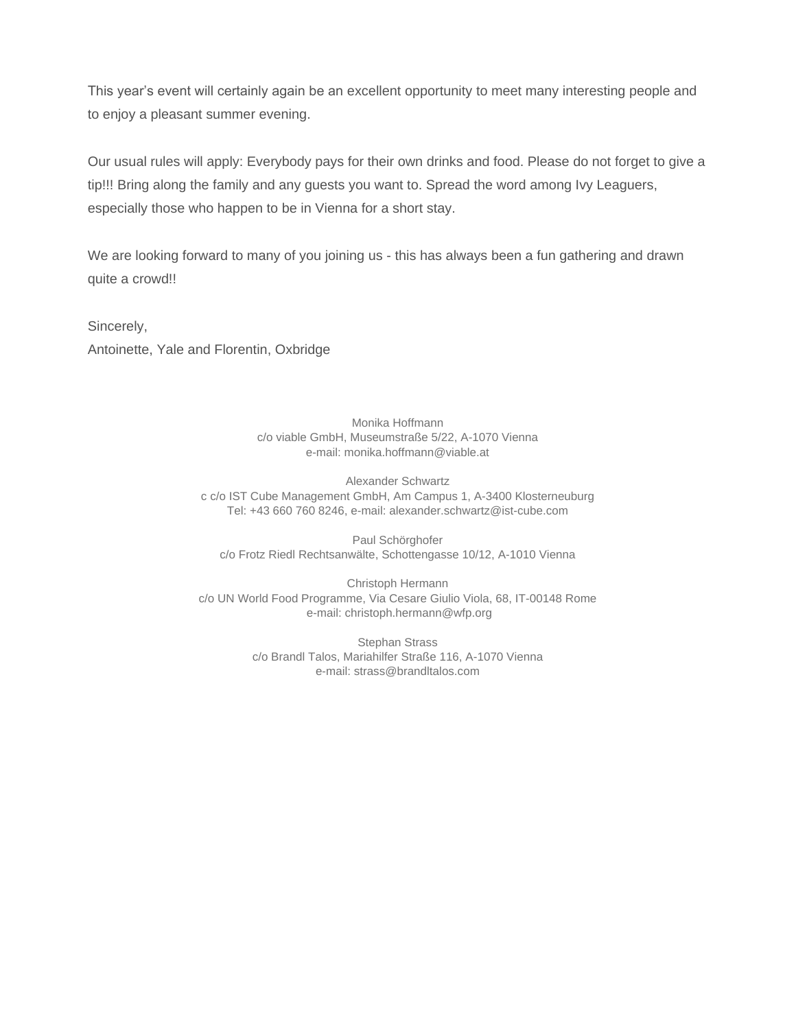This year's event will certainly again be an excellent opportunity to meet many interesting people and to enjoy a pleasant summer evening.

Our usual rules will apply: Everybody pays for their own drinks and food. Please do not forget to give a tip!!! Bring along the family and any guests you want to. Spread the word among Ivy Leaguers, especially those who happen to be in Vienna for a short stay.

We are looking forward to many of you joining us - this has always been a fun gathering and drawn quite a crowd!!

Sincerely,  
Antoinette, Yale and Florentin, Oxbridge

Monika Hoffmann  
c/o viable GmbH, Museumstraße 5/22, A-1070 Vienna  
e-mail: monika.hoffmann@viable.at

Alexander Schwartz  
c c/o IST Cube Management GmbH, Am Campus 1, A-3400 Klosterneuburg  
Tel: +43 660 760 8246, e-mail: alexander.schwartz@ist-cube.com

Paul Schörghofer  
c/o Frotz Riedl Rechtsanwälte, Schottengasse 10/12, A-1010 Vienna

Christoph Hermann  
c/o UN World Food Programme, Via Cesare Giulio Viola, 68, IT-00148 Rome  
e-mail: christoph.hermann@wfp.org

Stephan Strass  
c/o Brandl Talos, Mariahilfer Straße 116, A-1070 Vienna  
e-mail: strass@brandltalos.com